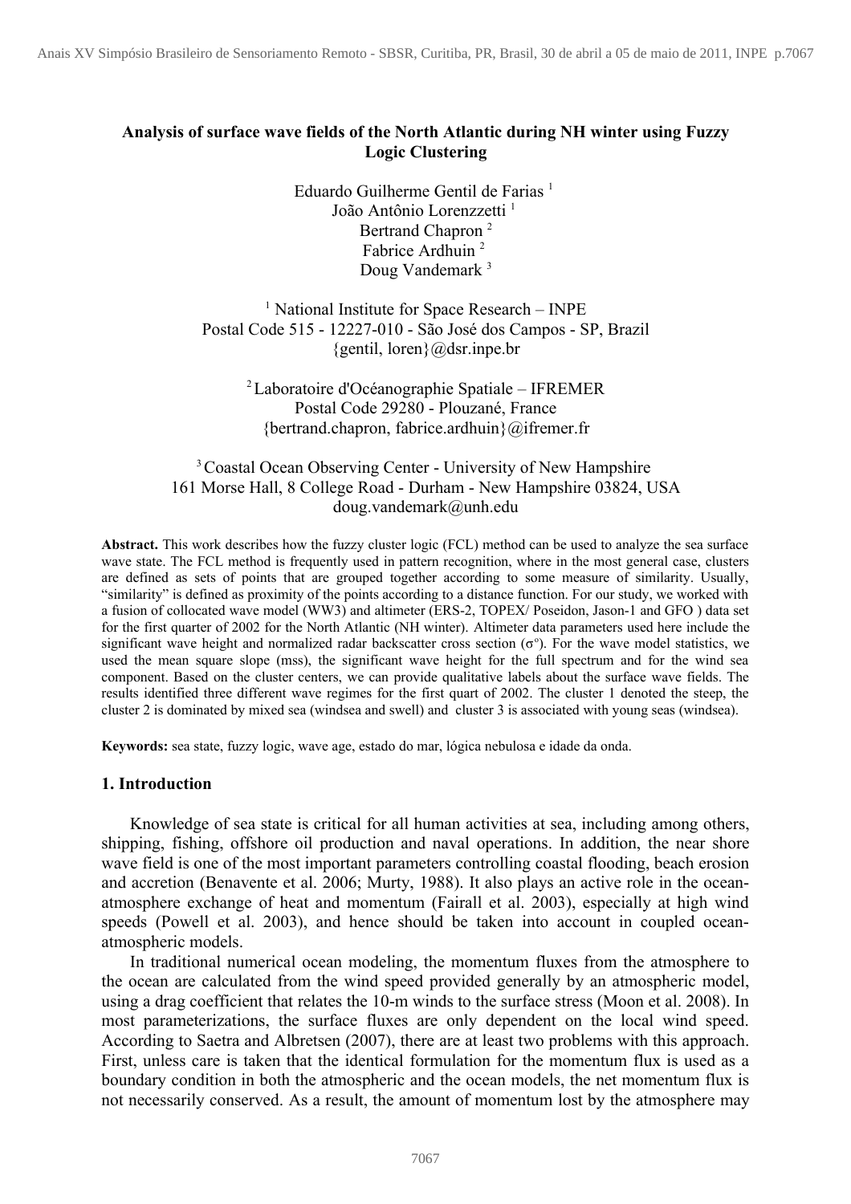# Analysis of surface wave fields of the North Atlantic during NH winter using Fuzzy Logic Clustering

Eduardo Guilherme Gentil de Farias [1]
João Antônio Lorenzzetti [1]
Bertrand Chapron [2]
Fabrice Ardhuin [2]
Doug Vandemark [3]

[1] National Institute for Space Research – INPE
Postal Code 515 - 12227-010 - São José dos Campos - SP, Brazil
{gentil, loren}@dsr.inpe.br

[2] Laboratoire d'Océanographie Spatiale – IFREMER
Postal Code 29280 - Plouzané, France
{bertrand.chapron, fabrice.ardhuin}@ifremer.fr

[3] Coastal Ocean Observing Center - University of New Hampshire
161 Morse Hall, 8 College Road - Durham - New Hampshire 03824, USA
doug.vandemark@unh.edu

**Abstract.** This work describes how the fuzzy cluster logic (FCL) method can be used to analyze the sea surface wave state. The FCL method is frequently used in pattern recognition, where in the most general case, clusters are defined as sets of points that are grouped together according to some measure of similarity. Usually, "similarity" is defined as proximity of the points according to a distance function. For our study, we worked with a fusion of collocated wave model (WW3) and altimeter (ERS-2, TOPEX/ Poseidon, Jason-1 and GFO ) data set for the first quarter of 2002 for the North Atlantic (NH winter). Altimeter data parameters used here include the significant wave height and normalized radar backscatter cross section ($\sigma°$). For the wave model statistics, we used the mean square slope (mss), the significant wave height for the full spectrum and for the wind sea component. Based on the cluster centers, we can provide qualitative labels about the surface wave fields. The results identified three different wave regimes for the first quart of 2002. The cluster 1 denoted the steep, the cluster 2 is dominated by mixed sea (windsea and swell) and cluster 3 is associated with young seas (windsea).

**Keywords:** sea state, fuzzy logic, wave age, estado do mar, lógica nebulosa e idade da onda.

## 1. Introduction

Knowledge of sea state is critical for all human activities at sea, including among others, shipping, fishing, offshore oil production and naval operations. In addition, the near shore wave field is one of the most important parameters controlling coastal flooding, beach erosion and accretion (Benavente et al. 2006; Murty, 1988). It also plays an active role in the ocean-atmosphere exchange of heat and momentum (Fairall et al. 2003), especially at high wind speeds (Powell et al. 2003), and hence should be taken into account in coupled ocean-atmospheric models.

In traditional numerical ocean modeling, the momentum fluxes from the atmosphere to the ocean are calculated from the wind speed provided generally by an atmospheric model, using a drag coefficient that relates the 10-m winds to the surface stress (Moon et al. 2008). In most parameterizations, the surface fluxes are only dependent on the local wind speed. According to Saetra and Albretsen (2007), there are at least two problems with this approach. First, unless care is taken that the identical formulation for the momentum flux is used as a boundary condition in both the atmospheric and the ocean models, the net momentum flux is not necessarily conserved. As a result, the amount of momentum lost by the atmosphere may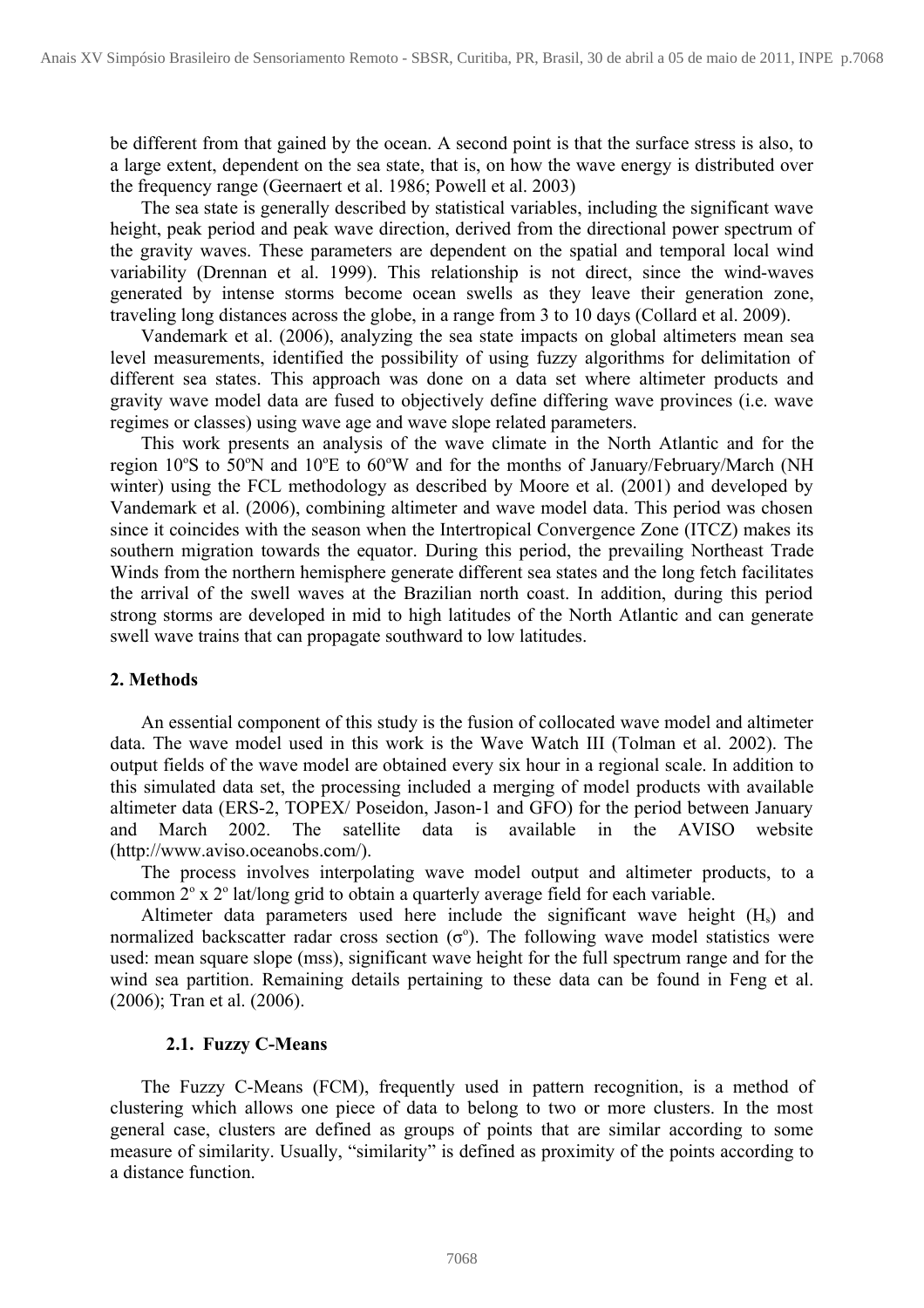be different from that gained by the ocean. A second point is that the surface stress is also, to a large extent, dependent on the sea state, that is, on how the wave energy is distributed over the frequency range (Geernaert et al. 1986; Powell et al. 2003)

The sea state is generally described by statistical variables, including the significant wave height, peak period and peak wave direction, derived from the directional power spectrum of the gravity waves. These parameters are dependent on the spatial and temporal local wind variability (Drennan et al. 1999). This relationship is not direct, since the wind-waves generated by intense storms become ocean swells as they leave their generation zone, traveling long distances across the globe, in a range from 3 to 10 days (Collard et al. 2009).

Vandemark et al. (2006), analyzing the sea state impacts on global altimeters mean sea level measurements, identified the possibility of using fuzzy algorithms for delimitation of different sea states. This approach was done on a data set where altimeter products and gravity wave model data are fused to objectively define differing wave provinces (i.e. wave regimes or classes) using wave age and wave slope related parameters.

This work presents an analysis of the wave climate in the North Atlantic and for the region 10ºS to 50ºN and 10ºE to 60ºW and for the months of January/February/March (NH winter) using the FCL methodology as described by Moore et al. (2001) and developed by Vandemark et al. (2006), combining altimeter and wave model data. This period was chosen since it coincides with the season when the Intertropical Convergence Zone (ITCZ) makes its southern migration towards the equator. During this period, the prevailing Northeast Trade Winds from the northern hemisphere generate different sea states and the long fetch facilitates the arrival of the swell waves at the Brazilian north coast. In addition, during this period strong storms are developed in mid to high latitudes of the North Atlantic and can generate swell wave trains that can propagate southward to low latitudes.

## 2. Methods

An essential component of this study is the fusion of collocated wave model and altimeter data. The wave model used in this work is the Wave Watch III (Tolman et al. 2002). The output fields of the wave model are obtained every six hour in a regional scale. In addition to this simulated data set, the processing included a merging of model products with available altimeter data (ERS-2, TOPEX/ Poseidon, Jason-1 and GFO) for the period between January and March 2002. The satellite data is available in the AVISO website (http://www.aviso.oceanobs.com/).

The process involves interpolating wave model output and altimeter products, to a common 2º x 2º lat/long grid to obtain a quarterly average field for each variable.

Altimeter data parameters used here include the significant wave height ($H_s$) and normalized backscatter radar cross section ($\sigma^o$). The following wave model statistics were used: mean square slope (mss), significant wave height for the full spectrum range and for the wind sea partition. Remaining details pertaining to these data can be found in Feng et al. (2006); Tran et al. (2006).

### 2.1. Fuzzy C-Means

The Fuzzy C-Means (FCM), frequently used in pattern recognition, is a method of clustering which allows one piece of data to belong to two or more clusters. In the most general case, clusters are defined as groups of points that are similar according to some measure of similarity. Usually, "similarity" is defined as proximity of the points according to a distance function.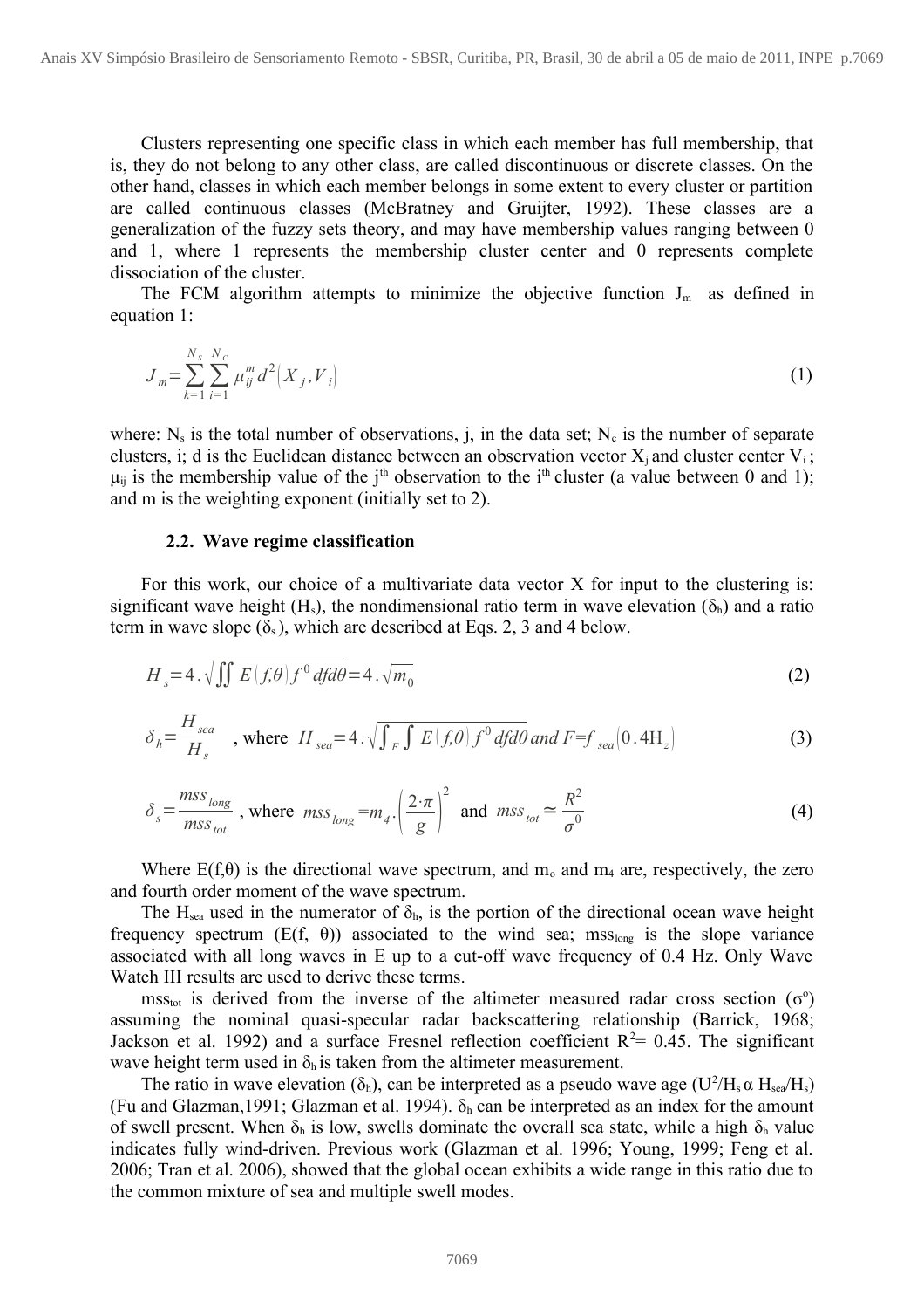Clusters representing one specific class in which each member has full membership, that is, they do not belong to any other class, are called discontinuous or discrete classes. On the other hand, classes in which each member belongs in some extent to every cluster or partition are called continuous classes (McBratney and Gruijter, 1992). These classes are a generalization of the fuzzy sets theory, and may have membership values ranging between 0 and 1, where 1 represents the membership cluster center and 0 represents complete dissociation of the cluster.

The FCM algorithm attempts to minimize the objective function $J_m$ as defined in equation 1:

$$J_m = \sum_{k=1}^{N_s} \sum_{i=1}^{N_c} \mu_{ij}^m d^2 \left( X_j, V_i \right) \tag{1}$$

where: $N_s$ is the total number of observations, j, in the data set; $N_c$ is the number of separate clusters, i; d is the Euclidean distance between an observation vector $X_j$ and cluster center $V_i$; $\mu_{ij}$ is the membership value of the j[th] observation to the i[th] cluster (a value between 0 and 1); and m is the weighting exponent (initially set to 2).

### 2.2. Wave regime classification

For this work, our choice of a multivariate data vector X for input to the clustering is: significant wave height ($H_s$), the nondimensional ratio term in wave elevation ($\delta_h$) and a ratio term in wave slope ($\delta_s$), which are described at Eqs. 2, 3 and 4 below.

$$H_s = 4 . \sqrt{\iint E(f,\theta) f^0 \, df d\theta} = 4 . \sqrt{m_0} \tag{2}$$

$$\delta_h = \frac{H_{sea}}{H_s} \quad \text{, where } H_{sea} = 4 . \sqrt{\int_F \int E(f,\theta) f^0 \, df d\theta} \; and \; F = f_{sea}\left(0.4 \mathrm{H}_z\right) \tag{3}$$

$$\delta_s = \frac{mss_{long}}{mss_{tot}} \text{ , where } mss_{long} = m_4 . \left( \frac{2 \cdot \pi}{g} \right)^2 \text{ and } mss_{tot} \simeq \frac{R^2}{\sigma^0} \tag{4}$$

Where $E(f,\theta)$ is the directional wave spectrum, and $m_o$ and $m_4$ are, respectively, the zero and fourth order moment of the wave spectrum.

The $H_{sea}$ used in the numerator of $\delta_h$, is the portion of the directional ocean wave height frequency spectrum ($E(f, \theta)$) associated to the wind sea; $mss_{long}$ is the slope variance associated with all long waves in E up to a cut-off wave frequency of 0.4 Hz. Only Wave Watch III results are used to derive these terms.

$mss_{tot}$ is derived from the inverse of the altimeter measured radar cross section ($\sigma^o$) assuming the nominal quasi-specular radar backscattering relationship (Barrick, 1968; Jackson et al. 1992) and a surface Fresnel reflection coefficient $R^2$= 0.45. The significant wave height term used in $\delta_h$ is taken from the altimeter measurement.

The ratio in wave elevation ($\delta_h$), can be interpreted as a pseudo wave age ($U^2/H_s \, \alpha \, H_{sea}/H_s$) (Fu and Glazman,1991; Glazman et al. 1994). $\delta_h$ can be interpreted as an index for the amount of swell present. When $\delta_h$ is low, swells dominate the overall sea state, while a high $\delta_h$ value indicates fully wind-driven. Previous work (Glazman et al. 1996; Young, 1999; Feng et al. 2006; Tran et al. 2006), showed that the global ocean exhibits a wide range in this ratio due to the common mixture of sea and multiple swell modes.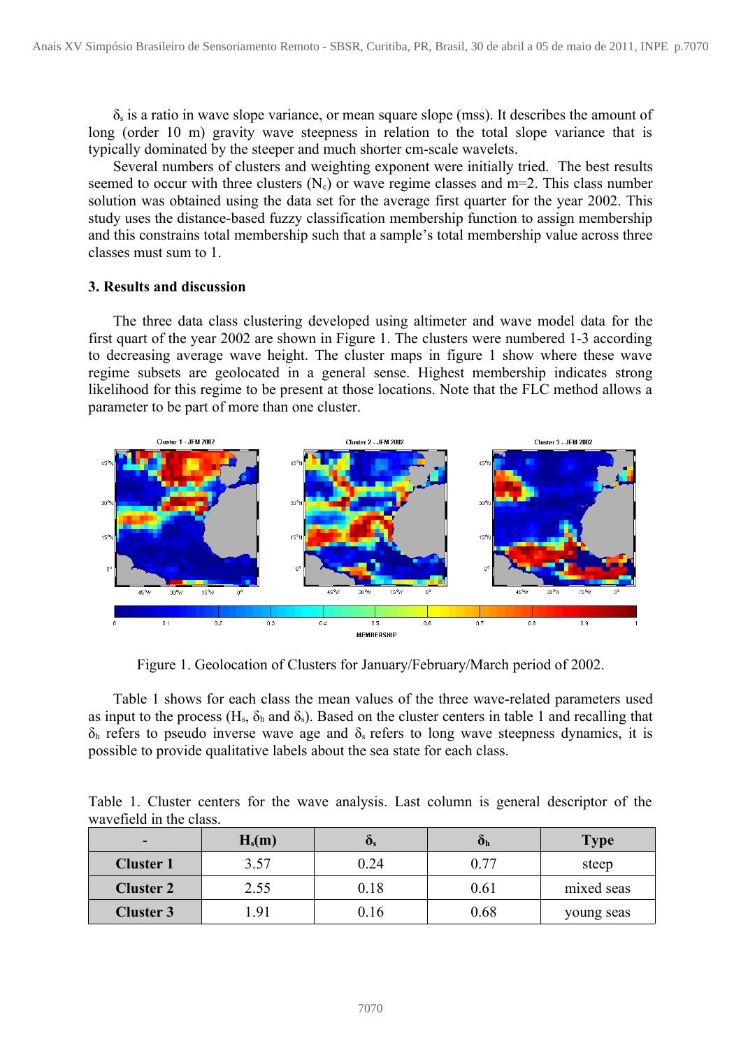$\delta_s$ is a ratio in wave slope variance, or mean square slope (mss). It describes the amount of long (order 10 m) gravity wave steepness in relation to the total slope variance that is typically dominated by the steeper and much shorter cm-scale wavelets.

Several numbers of clusters and weighting exponent were initially tried. The best results seemed to occur with three clusters ($N_c$) or wave regime classes and m=2. This class number solution was obtained using the data set for the average first quarter for the year 2002. This study uses the distance-based fuzzy classification membership function to assign membership and this constrains total membership such that a sample's total membership value across three classes must sum to 1.

### 3. Results and discussion

The three data class clustering developed using altimeter and wave model data for the first quart of the year 2002 are shown in Figure 1. The clusters were numbered 1-3 according to decreasing average wave height. The cluster maps in figure 1 show where these wave regime subsets are geolocated in a general sense. Highest membership indicates strong likelihood for this regime to be present at those locations. Note that the FLC method allows a parameter to be part of more than one cluster.

Figure 1. Geolocation of Clusters for January/February/March period of 2002.

Table 1 shows for each class the mean values of the three wave-related parameters used as input to the process ($H_s$, $\delta_h$ and $\delta_s$). Based on the cluster centers in table 1 and recalling that $\delta_h$ refers to pseudo inverse wave age and $\delta_s$ refers to long wave steepness dynamics, it is possible to provide qualitative labels about the sea state for each class.

Table 1. Cluster centers for the wave analysis. Last column is general descriptor of the wavefield in the class.

| - | $H_s$(m) | $\delta_s$ | $\delta_h$ | Type |
|---|---|---|---|---|
| **Cluster 1** | 3.57 | 0.24 | 0.77 | steep |
| **Cluster 2** | 2.55 | 0.18 | 0.61 | mixed seas |
| **Cluster 3** | 1.91 | 0.16 | 0.68 | young seas |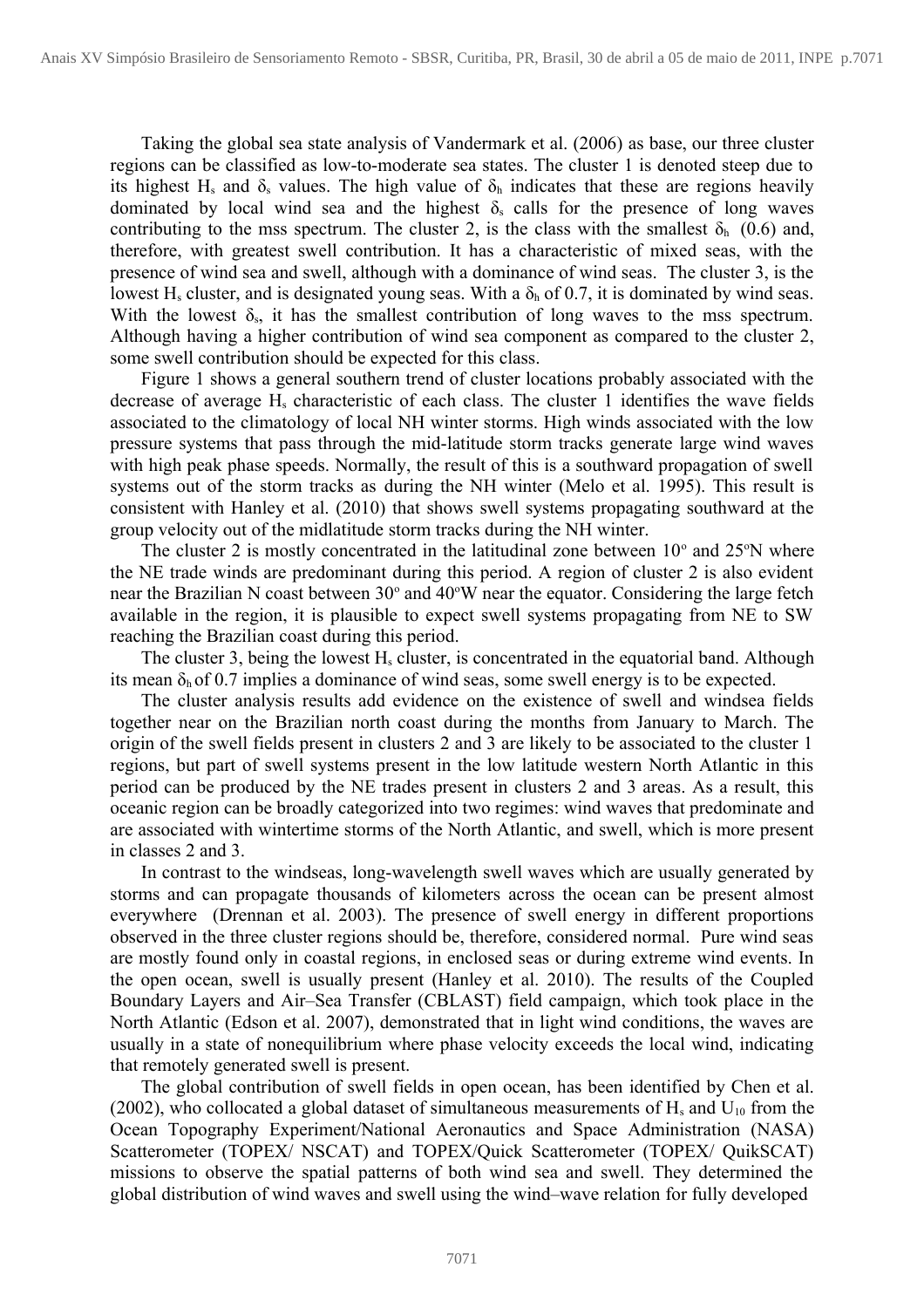Taking the global sea state analysis of Vandermark et al. (2006) as base, our three cluster regions can be classified as low-to-moderate sea states. The cluster 1 is denoted steep due to its highest $H_s$ and $\delta_s$ values. The high value of $\delta_h$ indicates that these are regions heavily dominated by local wind sea and the highest $\delta_s$ calls for the presence of long waves contributing to the mss spectrum. The cluster 2, is the class with the smallest $\delta_h$ (0.6) and, therefore, with greatest swell contribution. It has a characteristic of mixed seas, with the presence of wind sea and swell, although with a dominance of wind seas. The cluster 3, is the lowest $H_s$ cluster, and is designated young seas. With a $\delta_h$ of 0.7, it is dominated by wind seas. With the lowest $\delta_s$, it has the smallest contribution of long waves to the mss spectrum. Although having a higher contribution of wind sea component as compared to the cluster 2, some swell contribution should be expected for this class.

Figure 1 shows a general southern trend of cluster locations probably associated with the decrease of average $H_s$ characteristic of each class. The cluster 1 identifies the wave fields associated to the climatology of local NH winter storms. High winds associated with the low pressure systems that pass through the mid-latitude storm tracks generate large wind waves with high peak phase speeds. Normally, the result of this is a southward propagation of swell systems out of the storm tracks as during the NH winter (Melo et al. 1995). This result is consistent with Hanley et al. (2010) that shows swell systems propagating southward at the group velocity out of the midlatitude storm tracks during the NH winter.

The cluster 2 is mostly concentrated in the latitudinal zone between 10º and 25ºN where the NE trade winds are predominant during this period. A region of cluster 2 is also evident near the Brazilian N coast between 30º and 40ºW near the equator. Considering the large fetch available in the region, it is plausible to expect swell systems propagating from NE to SW reaching the Brazilian coast during this period.

The cluster 3, being the lowest $H_s$ cluster, is concentrated in the equatorial band. Although its mean $\delta_h$ of 0.7 implies a dominance of wind seas, some swell energy is to be expected.

The cluster analysis results add evidence on the existence of swell and windsea fields together near on the Brazilian north coast during the months from January to March. The origin of the swell fields present in clusters 2 and 3 are likely to be associated to the cluster 1 regions, but part of swell systems present in the low latitude western North Atlantic in this period can be produced by the NE trades present in clusters 2 and 3 areas. As a result, this oceanic region can be broadly categorized into two regimes: wind waves that predominate and are associated with wintertime storms of the North Atlantic, and swell, which is more present in classes 2 and 3.

In contrast to the windseas, long-wavelength swell waves which are usually generated by storms and can propagate thousands of kilometers across the ocean can be present almost everywhere (Drennan et al. 2003). The presence of swell energy in different proportions observed in the three cluster regions should be, therefore, considered normal. Pure wind seas are mostly found only in coastal regions, in enclosed seas or during extreme wind events. In the open ocean, swell is usually present (Hanley et al. 2010). The results of the Coupled Boundary Layers and Air–Sea Transfer (CBLAST) field campaign, which took place in the North Atlantic (Edson et al. 2007), demonstrated that in light wind conditions, the waves are usually in a state of nonequilibrium where phase velocity exceeds the local wind, indicating that remotely generated swell is present.

The global contribution of swell fields in open ocean, has been identified by Chen et al. (2002), who collocated a global dataset of simultaneous measurements of $H_s$ and $U_{10}$ from the Ocean Topography Experiment/National Aeronautics and Space Administration (NASA) Scatterometer (TOPEX/ NSCAT) and TOPEX/Quick Scatterometer (TOPEX/ QuikSCAT) missions to observe the spatial patterns of both wind sea and swell. They determined the global distribution of wind waves and swell using the wind–wave relation for fully developed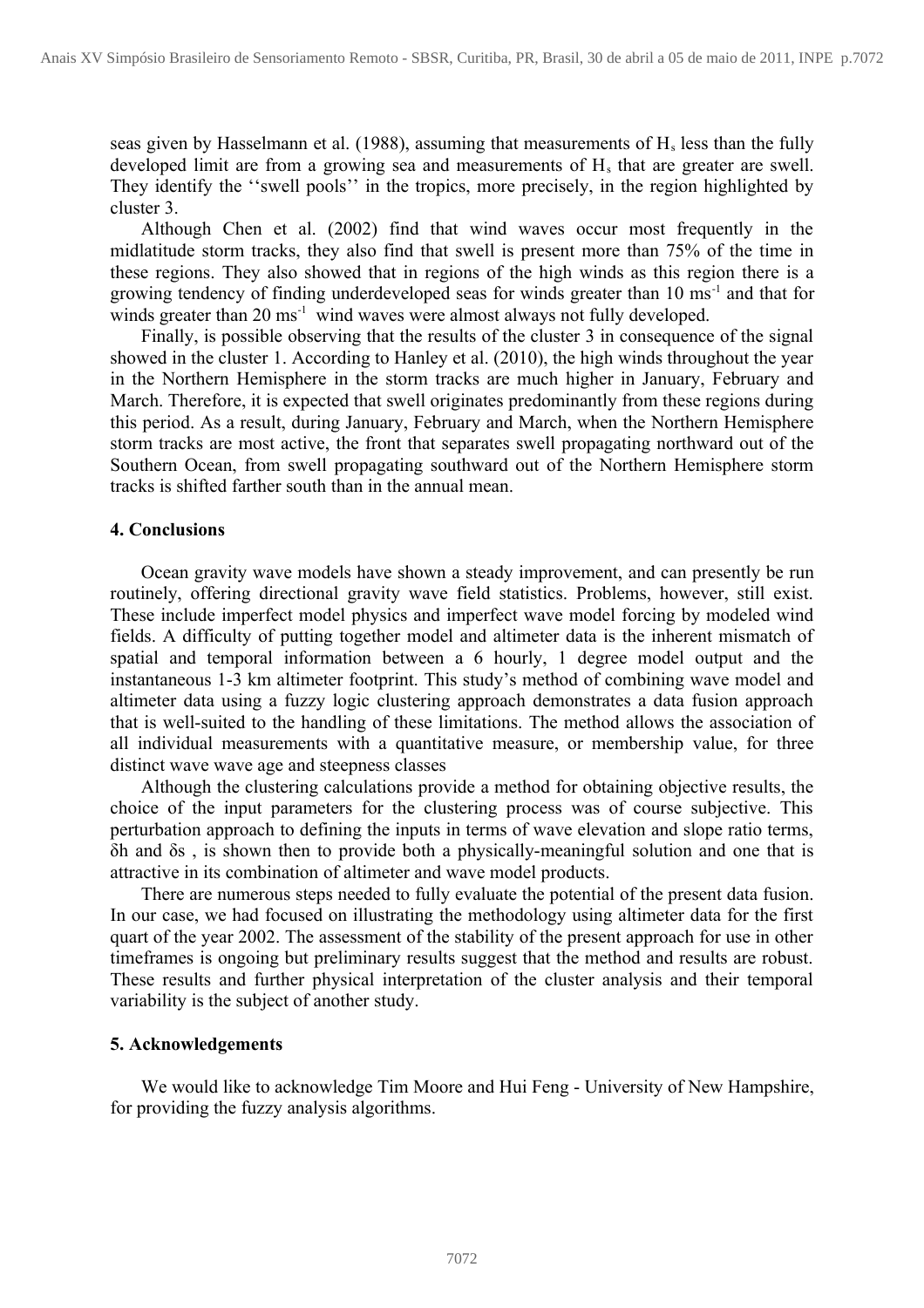seas given by Hasselmann et al. (1988), assuming that measurements of $H_s$ less than the fully developed limit are from a growing sea and measurements of $H_s$ that are greater are swell. They identify the ''swell pools'' in the tropics, more precisely, in the region highlighted by cluster 3.

Although Chen et al. (2002) find that wind waves occur most frequently in the midlatitude storm tracks, they also find that swell is present more than 75% of the time in these regions. They also showed that in regions of the high winds as this region there is a growing tendency of finding underdeveloped seas for winds greater than 10 $ms^{-1}$ and that for winds greater than 20 $ms^{-1}$ wind waves were almost always not fully developed.

Finally, is possible observing that the results of the cluster 3 in consequence of the signal showed in the cluster 1. According to Hanley et al. (2010), the high winds throughout the year in the Northern Hemisphere in the storm tracks are much higher in January, February and March. Therefore, it is expected that swell originates predominantly from these regions during this period. As a result, during January, February and March, when the Northern Hemisphere storm tracks are most active, the front that separates swell propagating northward out of the Southern Ocean, from swell propagating southward out of the Northern Hemisphere storm tracks is shifted farther south than in the annual mean.

## 4. Conclusions

Ocean gravity wave models have shown a steady improvement, and can presently be run routinely, offering directional gravity wave field statistics. Problems, however, still exist. These include imperfect model physics and imperfect wave model forcing by modeled wind fields. A difficulty of putting together model and altimeter data is the inherent mismatch of spatial and temporal information between a 6 hourly, 1 degree model output and the instantaneous 1-3 km altimeter footprint. This study's method of combining wave model and altimeter data using a fuzzy logic clustering approach demonstrates a data fusion approach that is well-suited to the handling of these limitations. The method allows the association of all individual measurements with a quantitative measure, or membership value, for three distinct wave wave age and steepness classes

Although the clustering calculations provide a method for obtaining objective results, the choice of the input parameters for the clustering process was of course subjective. This perturbation approach to defining the inputs in terms of wave elevation and slope ratio terms, $\delta h$ and $\delta s$ , is shown then to provide both a physically-meaningful solution and one that is attractive in its combination of altimeter and wave model products.

There are numerous steps needed to fully evaluate the potential of the present data fusion. In our case, we had focused on illustrating the methodology using altimeter data for the first quart of the year 2002. The assessment of the stability of the present approach for use in other timeframes is ongoing but preliminary results suggest that the method and results are robust. These results and further physical interpretation of the cluster analysis and their temporal variability is the subject of another study.

## 5. Acknowledgements

We would like to acknowledge Tim Moore and Hui Feng - University of New Hampshire, for providing the fuzzy analysis algorithms.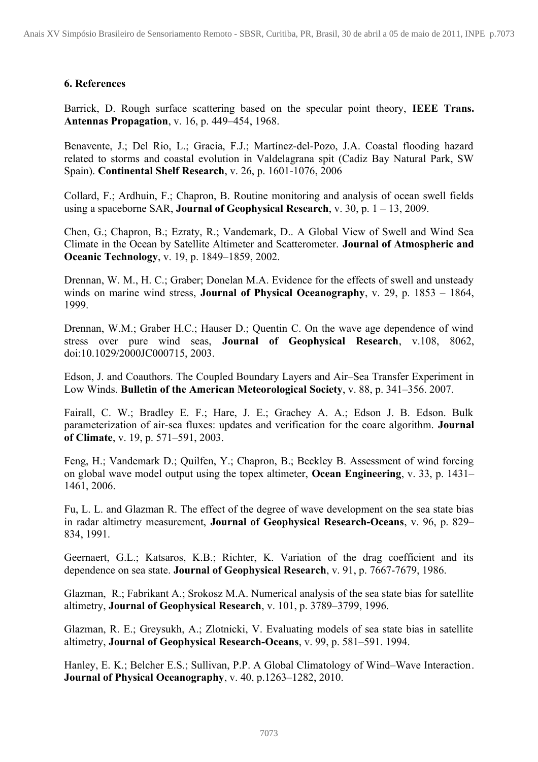### 6. References

Barrick, D. Rough surface scattering based on the specular point theory, **IEEE Trans. Antennas Propagation**, v. 16, p. 449–454, 1968.

Benavente, J.; Del Rio, L.; Gracia, F.J.; Martínez-del-Pozo, J.A. Coastal flooding hazard related to storms and coastal evolution in Valdelagrana spit (Cadiz Bay Natural Park, SW Spain). **Continental Shelf Research**, v. 26, p. 1601-1076, 2006

Collard, F.; Ardhuin, F.; Chapron, B. Routine monitoring and analysis of ocean swell fields using a spaceborne SAR, **Journal of Geophysical Research**, v. 30, p. 1 – 13, 2009.

Chen, G.; Chapron, B.; Ezraty, R.; Vandemark, D.. A Global View of Swell and Wind Sea Climate in the Ocean by Satellite Altimeter and Scatterometer. **Journal of Atmospheric and Oceanic Technology**, v. 19, p. 1849–1859, 2002.

Drennan, W. M., H. C.; Graber; Donelan M.A. Evidence for the effects of swell and unsteady winds on marine wind stress, **Journal of Physical Oceanography**, v. 29, p. 1853 – 1864, 1999.

Drennan, W.M.; Graber H.C.; Hauser D.; Quentin C. On the wave age dependence of wind stress over pure wind seas, **Journal of Geophysical Research**, v.108, 8062, doi:10.1029/2000JC000715, 2003.

Edson, J. and Coauthors. The Coupled Boundary Layers and Air–Sea Transfer Experiment in Low Winds. **Bulletin of the American Meteorological Society**, v. 88, p. 341–356. 2007.

Fairall, C. W.; Bradley E. F.; Hare, J. E.; Grachey A. A.; Edson J. B. Edson. Bulk parameterization of air-sea fluxes: updates and verification for the coare algorithm. **Journal of Climate**, v. 19, p. 571–591, 2003.

Feng, H.; Vandemark D.; Quilfen, Y.; Chapron, B.; Beckley B. Assessment of wind forcing on global wave model output using the topex altimeter, **Ocean Engineering**, v. 33, p. 1431–1461, 2006.

Fu, L. L. and Glazman R. The effect of the degree of wave development on the sea state bias in radar altimetry measurement, **Journal of Geophysical Research-Oceans**, v. 96, p. 829–834, 1991.

Geernaert, G.L.; Katsaros, K.B.; Richter, K. Variation of the drag coefficient and its dependence on sea state. **Journal of Geophysical Research**, v. 91, p. 7667-7679, 1986.

Glazman, R.; Fabrikant A.; Srokosz M.A. Numerical analysis of the sea state bias for satellite altimetry, **Journal of Geophysical Research**, v. 101, p. 3789–3799, 1996.

Glazman, R. E.; Greysukh, A.; Zlotnicki, V. Evaluating models of sea state bias in satellite altimetry, **Journal of Geophysical Research-Oceans**, v. 99, p. 581–591. 1994.

Hanley, E. K.; Belcher E.S.; Sullivan, P.P. A Global Climatology of Wind–Wave Interaction. **Journal of Physical Oceanography**, v. 40, p.1263–1282, 2010.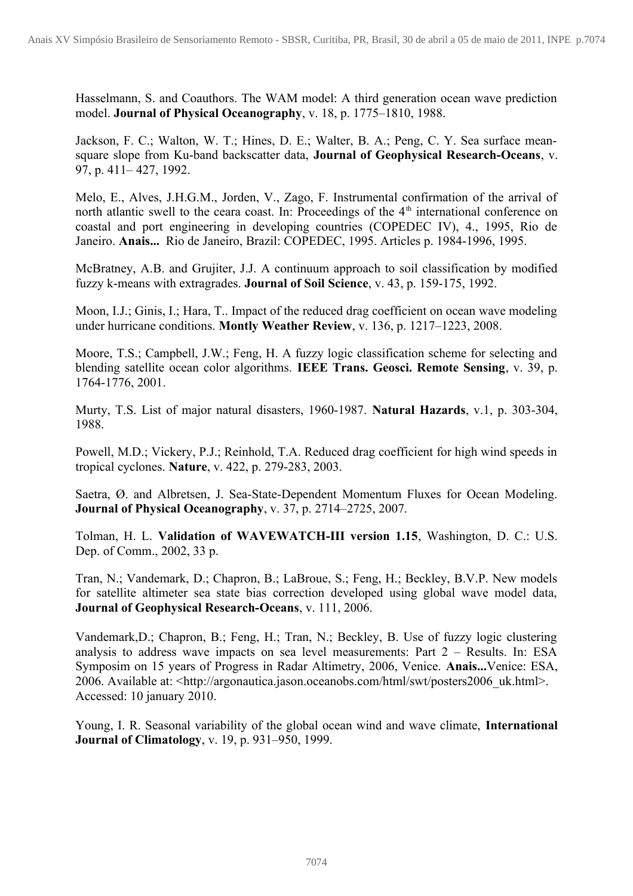Hasselmann, S. and Coauthors. The WAM model: A third generation ocean wave prediction model. **Journal of Physical Oceanography**, v. 18, p. 1775–1810, 1988.

Jackson, F. C.; Walton, W. T.; Hines, D. E.; Walter, B. A.; Peng, C. Y. Sea surface mean-square slope from Ku-band backscatter data, **Journal of Geophysical Research-Oceans**, v. 97, p. 411– 427, 1992.

Melo, E., Alves, J.H.G.M., Jorden, V., Zago, F. Instrumental confirmation of the arrival of north atlantic swell to the ceara coast. In: Proceedings of the 4th international conference on coastal and port engineering in developing countries (COPEDEC IV), 4., 1995, Rio de Janeiro. **Anais...** Rio de Janeiro, Brazil: COPEDEC, 1995. Articles p. 1984-1996, 1995.

McBratney, A.B. and Grujiter, J.J. A continuum approach to soil classification by modified fuzzy k-means with extragrades. **Journal of Soil Science**, v. 43, p. 159-175, 1992.

Moon, I.J.; Ginis, I.; Hara, T.. Impact of the reduced drag coefficient on ocean wave modeling under hurricane conditions. **Montly Weather Review**, v. 136, p. 1217–1223, 2008.

Moore, T.S.; Campbell, J.W.; Feng, H. A fuzzy logic classification scheme for selecting and blending satellite ocean color algorithms. **IEEE Trans. Geosci. Remote Sensing**, v. 39, p. 1764-1776, 2001.

Murty, T.S. List of major natural disasters, 1960-1987. **Natural Hazards**, v.1, p. 303-304, 1988.

Powell, M.D.; Vickery, P.J.; Reinhold, T.A. Reduced drag coefficient for high wind speeds in tropical cyclones. **Nature**, v. 422, p. 279-283, 2003.

Saetra, Ø. and Albretsen, J. Sea-State-Dependent Momentum Fluxes for Ocean Modeling. **Journal of Physical Oceanography**, v. 37, p. 2714–2725, 2007.

Tolman, H. L. **Validation of WAVEWATCH-III version 1.15**, Washington, D. C.: U.S. Dep. of Comm., 2002, 33 p.

Tran, N.; Vandemark, D.; Chapron, B.; LaBroue, S.; Feng, H.; Beckley, B.V.P. New models for satellite altimeter sea state bias correction developed using global wave model data, **Journal of Geophysical Research-Oceans**, v. 111, 2006.

Vandemark,D.; Chapron, B.; Feng, H.; Tran, N.; Beckley, B. Use of fuzzy logic clustering analysis to address wave impacts on sea level measurements: Part 2 – Results. In: ESA Symposim on 15 years of Progress in Radar Altimetry, 2006, Venice. **Anais...**Venice: ESA, 2006. Available at: <http://argonautica.jason.oceanobs.com/html/swt/posters2006_uk.html>. Accessed: 10 january 2010.

Young, I. R. Seasonal variability of the global ocean wind and wave climate, **International Journal of Climatology**, v. 19, p. 931–950, 1999.